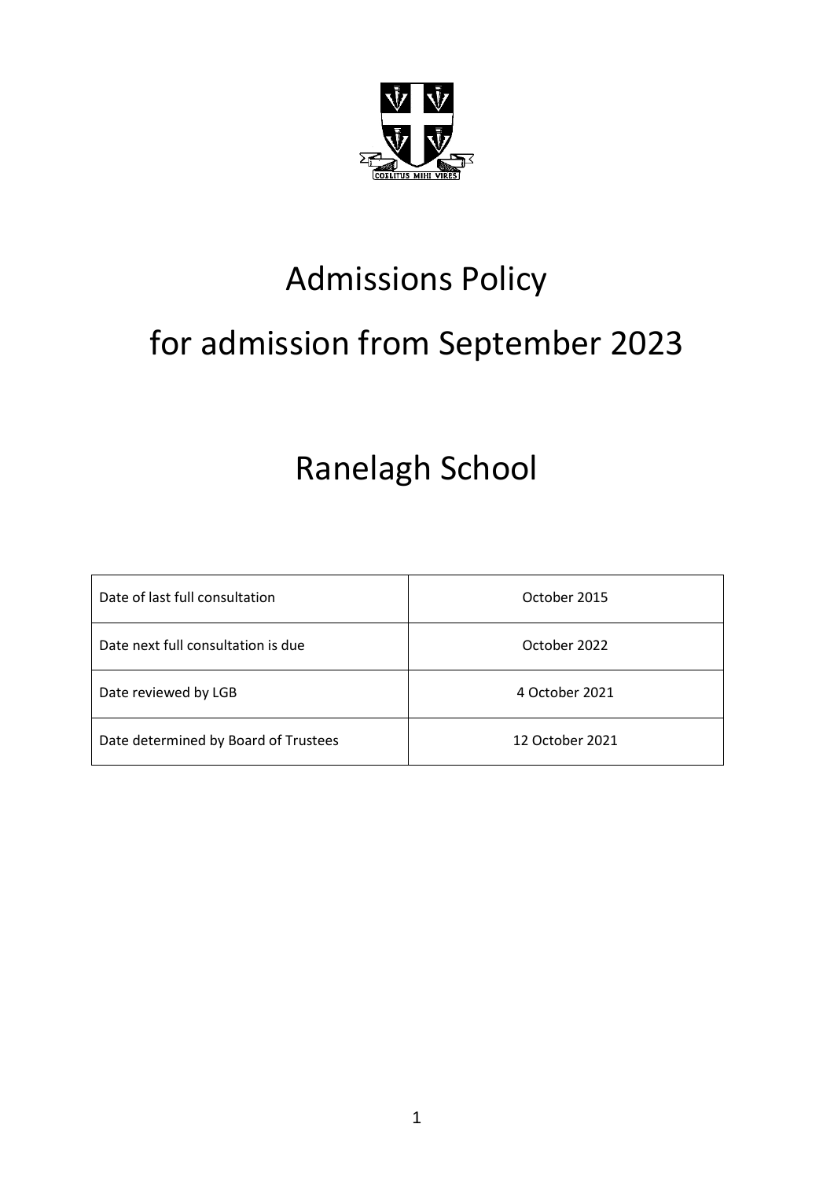# Admissions Policy

# for admission from September 2023

# Ranelagh School

| Date of last full consultation | October 2015 |
|---|---|
| Date next full consultation is due | October 2022 |
| Date reviewed by LGB | 4 October 2021 |
| Date determined by Board of Trustees | 12 October 2021 |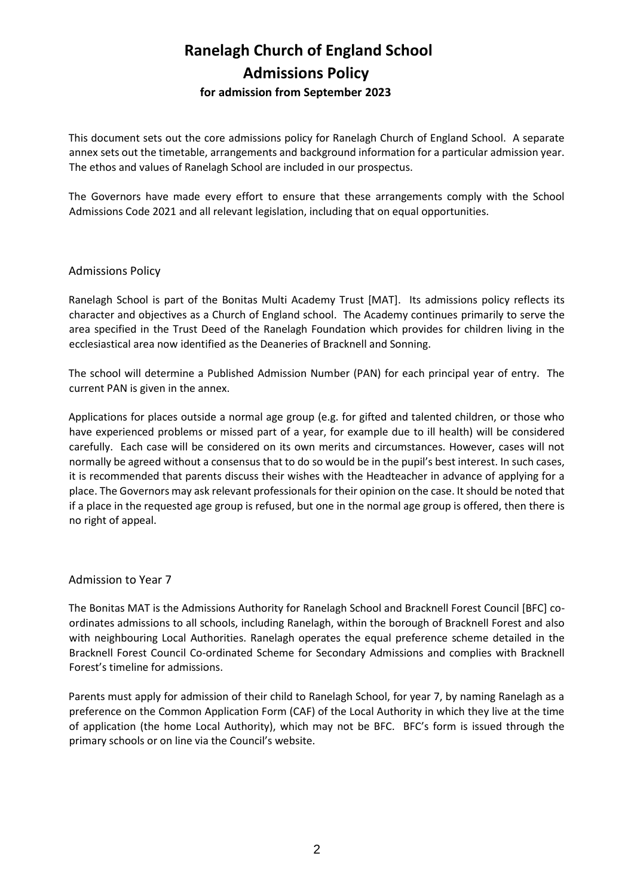# Ranelagh Church of England School
# Admissions Policy
### for admission from September 2023

This document sets out the core admissions policy for Ranelagh Church of England School. A separate annex sets out the timetable, arrangements and background information for a particular admission year. The ethos and values of Ranelagh School are included in our prospectus.

The Governors have made every effort to ensure that these arrangements comply with the School Admissions Code 2021 and all relevant legislation, including that on equal opportunities.

## Admissions Policy

Ranelagh School is part of the Bonitas Multi Academy Trust [MAT]. Its admissions policy reflects its character and objectives as a Church of England school. The Academy continues primarily to serve the area specified in the Trust Deed of the Ranelagh Foundation which provides for children living in the ecclesiastical area now identified as the Deaneries of Bracknell and Sonning.

The school will determine a Published Admission Number (PAN) for each principal year of entry. The current PAN is given in the annex.

Applications for places outside a normal age group (e.g. for gifted and talented children, or those who have experienced problems or missed part of a year, for example due to ill health) will be considered carefully. Each case will be considered on its own merits and circumstances. However, cases will not normally be agreed without a consensus that to do so would be in the pupil's best interest. In such cases, it is recommended that parents discuss their wishes with the Headteacher in advance of applying for a place. The Governors may ask relevant professionals for their opinion on the case. It should be noted that if a place in the requested age group is refused, but one in the normal age group is offered, then there is no right of appeal.

## Admission to Year 7

The Bonitas MAT is the Admissions Authority for Ranelagh School and Bracknell Forest Council [BFC] co-ordinates admissions to all schools, including Ranelagh, within the borough of Bracknell Forest and also with neighbouring Local Authorities. Ranelagh operates the equal preference scheme detailed in the Bracknell Forest Council Co-ordinated Scheme for Secondary Admissions and complies with Bracknell Forest's timeline for admissions.

Parents must apply for admission of their child to Ranelagh School, for year 7, by naming Ranelagh as a preference on the Common Application Form (CAF) of the Local Authority in which they live at the time of application (the home Local Authority), which may not be BFC. BFC's form is issued through the primary schools or on line via the Council's website.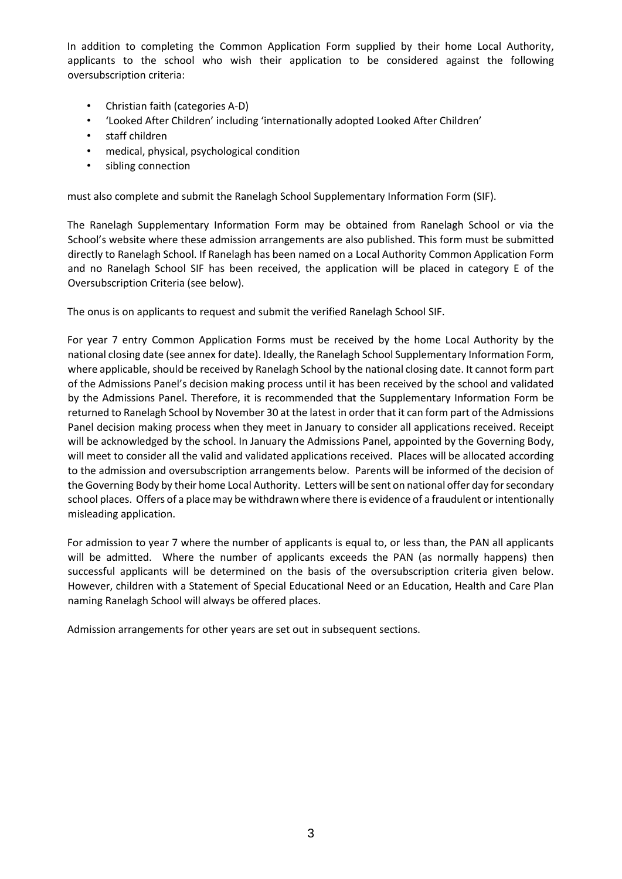In addition to completing the Common Application Form supplied by their home Local Authority, applicants to the school who wish their application to be considered against the following oversubscription criteria:

- Christian faith (categories A-D)
- 'Looked After Children' including 'internationally adopted Looked After Children'
- staff children
- medical, physical, psychological condition
- sibling connection

must also complete and submit the Ranelagh School Supplementary Information Form (SIF).

The Ranelagh Supplementary Information Form may be obtained from Ranelagh School or via the School's website where these admission arrangements are also published. This form must be submitted directly to Ranelagh School. If Ranelagh has been named on a Local Authority Common Application Form and no Ranelagh School SIF has been received, the application will be placed in category E of the Oversubscription Criteria (see below).

The onus is on applicants to request and submit the verified Ranelagh School SIF.

For year 7 entry Common Application Forms must be received by the home Local Authority by the national closing date (see annex for date). Ideally, the Ranelagh School Supplementary Information Form, where applicable, should be received by Ranelagh School by the national closing date. It cannot form part of the Admissions Panel's decision making process until it has been received by the school and validated by the Admissions Panel. Therefore, it is recommended that the Supplementary Information Form be returned to Ranelagh School by November 30 at the latest in order that it can form part of the Admissions Panel decision making process when they meet in January to consider all applications received. Receipt will be acknowledged by the school. In January the Admissions Panel, appointed by the Governing Body, will meet to consider all the valid and validated applications received. Places will be allocated according to the admission and oversubscription arrangements below. Parents will be informed of the decision of the Governing Body by their home Local Authority. Letters will be sent on national offer day for secondary school places. Offers of a place may be withdrawn where there is evidence of a fraudulent or intentionally misleading application.

For admission to year 7 where the number of applicants is equal to, or less than, the PAN all applicants will be admitted. Where the number of applicants exceeds the PAN (as normally happens) then successful applicants will be determined on the basis of the oversubscription criteria given below. However, children with a Statement of Special Educational Need or an Education, Health and Care Plan naming Ranelagh School will always be offered places.

Admission arrangements for other years are set out in subsequent sections.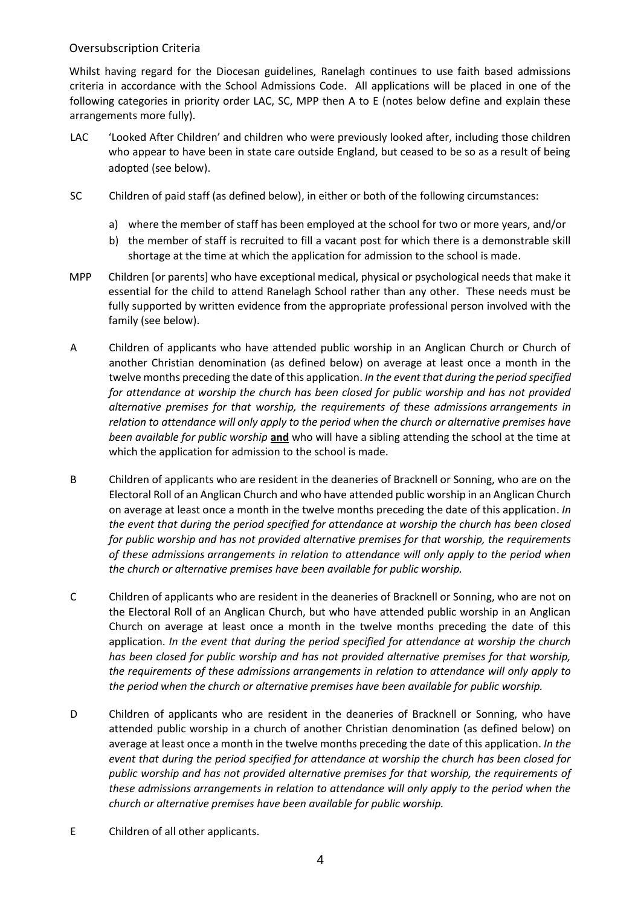## Oversubscription Criteria

Whilst having regard for the Diocesan guidelines, Ranelagh continues to use faith based admissions criteria in accordance with the School Admissions Code. All applications will be placed in one of the following categories in priority order LAC, SC, MPP then A to E (notes below define and explain these arrangements more fully).

LAC 'Looked After Children' and children who were previously looked after, including those children who appear to have been in state care outside England, but ceased to be so as a result of being adopted (see below).

SC Children of paid staff (as defined below), in either or both of the following circumstances:

a) where the member of staff has been employed at the school for two or more years, and/or
b) the member of staff is recruited to fill a vacant post for which there is a demonstrable skill shortage at the time at which the application for admission to the school is made.

MPP Children [or parents] who have exceptional medical, physical or psychological needs that make it essential for the child to attend Ranelagh School rather than any other. These needs must be fully supported by written evidence from the appropriate professional person involved with the family (see below).

A Children of applicants who have attended public worship in an Anglican Church or Church of another Christian denomination (as defined below) on average at least once a month in the twelve months preceding the date of this application. *In the event that during the period specified for attendance at worship the church has been closed for public worship and has not provided alternative premises for that worship, the requirements of these admissions arrangements in relation to attendance will only apply to the period when the church or alternative premises have been available for public worship* **and** who will have a sibling attending the school at the time at which the application for admission to the school is made.

B Children of applicants who are resident in the deaneries of Bracknell or Sonning, who are on the Electoral Roll of an Anglican Church and who have attended public worship in an Anglican Church on average at least once a month in the twelve months preceding the date of this application. *In the event that during the period specified for attendance at worship the church has been closed for public worship and has not provided alternative premises for that worship, the requirements of these admissions arrangements in relation to attendance will only apply to the period when the church or alternative premises have been available for public worship.*

C Children of applicants who are resident in the deaneries of Bracknell or Sonning, who are not on the Electoral Roll of an Anglican Church, but who have attended public worship in an Anglican Church on average at least once a month in the twelve months preceding the date of this application. *In the event that during the period specified for attendance at worship the church has been closed for public worship and has not provided alternative premises for that worship, the requirements of these admissions arrangements in relation to attendance will only apply to the period when the church or alternative premises have been available for public worship.*

D Children of applicants who are resident in the deaneries of Bracknell or Sonning, who have attended public worship in a church of another Christian denomination (as defined below) on average at least once a month in the twelve months preceding the date of this application. *In the event that during the period specified for attendance at worship the church has been closed for public worship and has not provided alternative premises for that worship, the requirements of these admissions arrangements in relation to attendance will only apply to the period when the church or alternative premises have been available for public worship.*

E Children of all other applicants.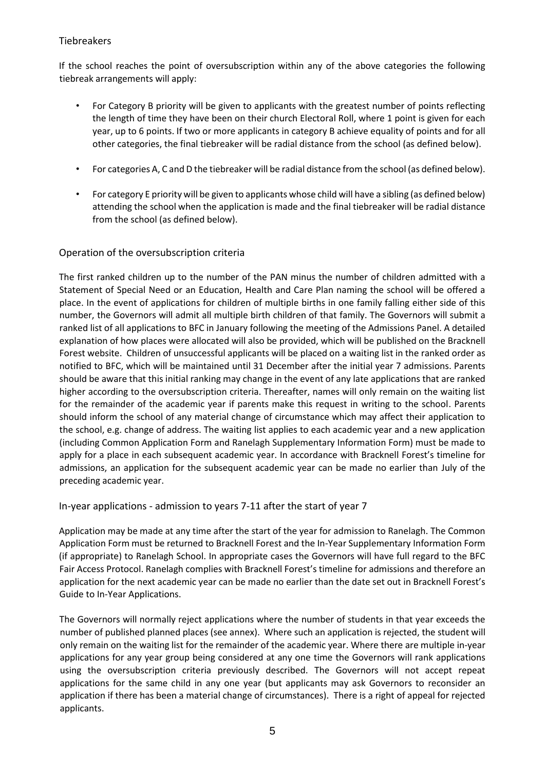### Tiebreakers

If the school reaches the point of oversubscription within any of the above categories the following tiebreak arrangements will apply:

- For Category B priority will be given to applicants with the greatest number of points reflecting the length of time they have been on their church Electoral Roll, where 1 point is given for each year, up to 6 points. If two or more applicants in category B achieve equality of points and for all other categories, the final tiebreaker will be radial distance from the school (as defined below).
- For categories A, C and D the tiebreaker will be radial distance from the school (as defined below).
- For category E priority will be given to applicants whose child will have a sibling (as defined below) attending the school when the application is made and the final tiebreaker will be radial distance from the school (as defined below).

### Operation of the oversubscription criteria

The first ranked children up to the number of the PAN minus the number of children admitted with a Statement of Special Need or an Education, Health and Care Plan naming the school will be offered a place. In the event of applications for children of multiple births in one family falling either side of this number, the Governors will admit all multiple birth children of that family. The Governors will submit a ranked list of all applications to BFC in January following the meeting of the Admissions Panel. A detailed explanation of how places were allocated will also be provided, which will be published on the Bracknell Forest website. Children of unsuccessful applicants will be placed on a waiting list in the ranked order as notified to BFC, which will be maintained until 31 December after the initial year 7 admissions. Parents should be aware that this initial ranking may change in the event of any late applications that are ranked higher according to the oversubscription criteria. Thereafter, names will only remain on the waiting list for the remainder of the academic year if parents make this request in writing to the school. Parents should inform the school of any material change of circumstance which may affect their application to the school, e.g. change of address. The waiting list applies to each academic year and a new application (including Common Application Form and Ranelagh Supplementary Information Form) must be made to apply for a place in each subsequent academic year. In accordance with Bracknell Forest's timeline for admissions, an application for the subsequent academic year can be made no earlier than July of the preceding academic year.

### In-year applications - admission to years 7-11 after the start of year 7

Application may be made at any time after the start of the year for admission to Ranelagh. The Common Application Form must be returned to Bracknell Forest and the In-Year Supplementary Information Form (if appropriate) to Ranelagh School. In appropriate cases the Governors will have full regard to the BFC Fair Access Protocol. Ranelagh complies with Bracknell Forest's timeline for admissions and therefore an application for the next academic year can be made no earlier than the date set out in Bracknell Forest's Guide to In-Year Applications.

The Governors will normally reject applications where the number of students in that year exceeds the number of published planned places (see annex). Where such an application is rejected, the student will only remain on the waiting list for the remainder of the academic year. Where there are multiple in-year applications for any year group being considered at any one time the Governors will rank applications using the oversubscription criteria previously described. The Governors will not accept repeat applications for the same child in any one year (but applicants may ask Governors to reconsider an application if there has been a material change of circumstances). There is a right of appeal for rejected applicants.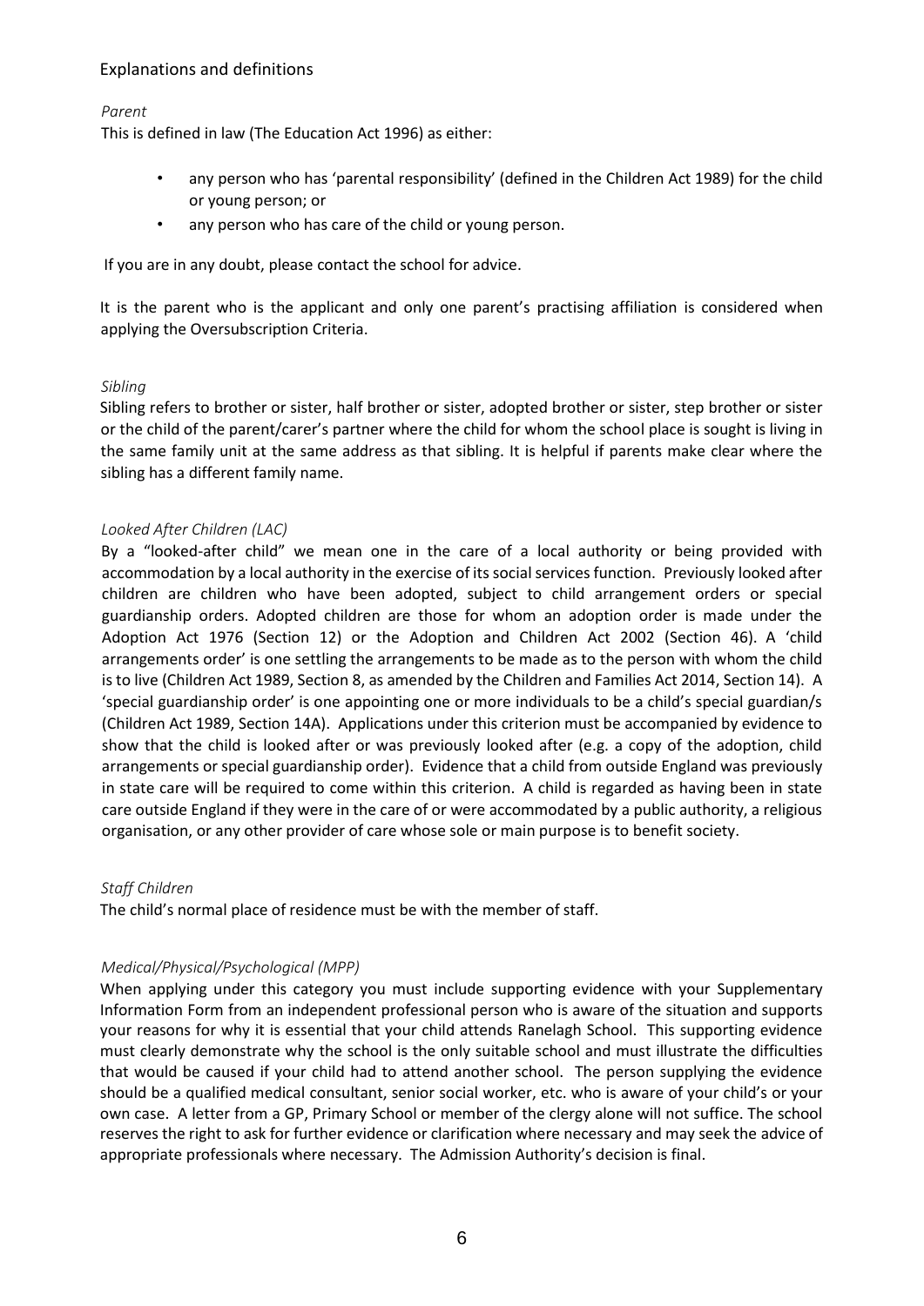## Explanations and definitions

*Parent*

This is defined in law (The Education Act 1996) as either:

- any person who has 'parental responsibility' (defined in the Children Act 1989) for the child or young person; or
- any person who has care of the child or young person.

If you are in any doubt, please contact the school for advice.

It is the parent who is the applicant and only one parent's practising affiliation is considered when applying the Oversubscription Criteria.

*Sibling*

Sibling refers to brother or sister, half brother or sister, adopted brother or sister, step brother or sister or the child of the parent/carer's partner where the child for whom the school place is sought is living in the same family unit at the same address as that sibling. It is helpful if parents make clear where the sibling has a different family name.

*Looked After Children (LAC)*

By a "looked-after child" we mean one in the care of a local authority or being provided with accommodation by a local authority in the exercise of its social services function. Previously looked after children are children who have been adopted, subject to child arrangement orders or special guardianship orders. Adopted children are those for whom an adoption order is made under the Adoption Act 1976 (Section 12) or the Adoption and Children Act 2002 (Section 46). A 'child arrangements order' is one settling the arrangements to be made as to the person with whom the child is to live (Children Act 1989, Section 8, as amended by the Children and Families Act 2014, Section 14). A 'special guardianship order' is one appointing one or more individuals to be a child's special guardian/s (Children Act 1989, Section 14A). Applications under this criterion must be accompanied by evidence to show that the child is looked after or was previously looked after (e.g. a copy of the adoption, child arrangements or special guardianship order). Evidence that a child from outside England was previously in state care will be required to come within this criterion. A child is regarded as having been in state care outside England if they were in the care of or were accommodated by a public authority, a religious organisation, or any other provider of care whose sole or main purpose is to benefit society.

*Staff Children*

The child's normal place of residence must be with the member of staff.

*Medical/Physical/Psychological (MPP)*

When applying under this category you must include supporting evidence with your Supplementary Information Form from an independent professional person who is aware of the situation and supports your reasons for why it is essential that your child attends Ranelagh School. This supporting evidence must clearly demonstrate why the school is the only suitable school and must illustrate the difficulties that would be caused if your child had to attend another school. The person supplying the evidence should be a qualified medical consultant, senior social worker, etc. who is aware of your child's or your own case. A letter from a GP, Primary School or member of the clergy alone will not suffice. The school reserves the right to ask for further evidence or clarification where necessary and may seek the advice of appropriate professionals where necessary. The Admission Authority's decision is final.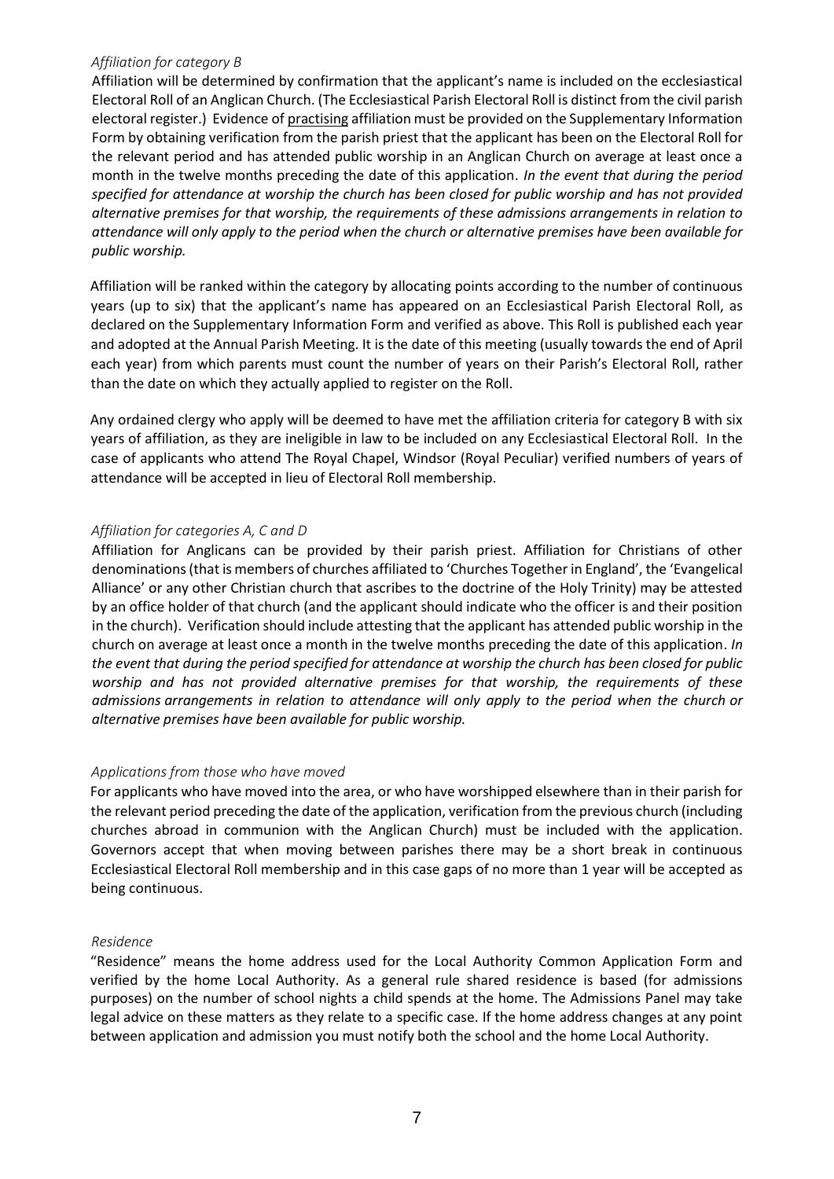*Affiliation for category B*

Affiliation will be determined by confirmation that the applicant's name is included on the ecclesiastical Electoral Roll of an Anglican Church. (The Ecclesiastical Parish Electoral Roll is distinct from the civil parish electoral register.) Evidence of practising affiliation must be provided on the Supplementary Information Form by obtaining verification from the parish priest that the applicant has been on the Electoral Roll for the relevant period and has attended public worship in an Anglican Church on average at least once a month in the twelve months preceding the date of this application. *In the event that during the period specified for attendance at worship the church has been closed for public worship and has not provided alternative premises for that worship, the requirements of these admissions arrangements in relation to attendance will only apply to the period when the church or alternative premises have been available for public worship.*

Affiliation will be ranked within the category by allocating points according to the number of continuous years (up to six) that the applicant's name has appeared on an Ecclesiastical Parish Electoral Roll, as declared on the Supplementary Information Form and verified as above. This Roll is published each year and adopted at the Annual Parish Meeting. It is the date of this meeting (usually towards the end of April each year) from which parents must count the number of years on their Parish's Electoral Roll, rather than the date on which they actually applied to register on the Roll.

Any ordained clergy who apply will be deemed to have met the affiliation criteria for category B with six years of affiliation, as they are ineligible in law to be included on any Ecclesiastical Electoral Roll. In the case of applicants who attend The Royal Chapel, Windsor (Royal Peculiar) verified numbers of years of attendance will be accepted in lieu of Electoral Roll membership.

*Affiliation for categories A, C and D*

Affiliation for Anglicans can be provided by their parish priest. Affiliation for Christians of other denominations (that is members of churches affiliated to 'Churches Together in England', the 'Evangelical Alliance' or any other Christian church that ascribes to the doctrine of the Holy Trinity) may be attested by an office holder of that church (and the applicant should indicate who the officer is and their position in the church). Verification should include attesting that the applicant has attended public worship in the church on average at least once a month in the twelve months preceding the date of this application. *In the event that during the period specified for attendance at worship the church has been closed for public worship and has not provided alternative premises for that worship, the requirements of these admissions arrangements in relation to attendance will only apply to the period when the church or alternative premises have been available for public worship.*

*Applications from those who have moved*

For applicants who have moved into the area, or who have worshipped elsewhere than in their parish for the relevant period preceding the date of the application, verification from the previous church (including churches abroad in communion with the Anglican Church) must be included with the application. Governors accept that when moving between parishes there may be a short break in continuous Ecclesiastical Electoral Roll membership and in this case gaps of no more than 1 year will be accepted as being continuous.

*Residence*

"Residence" means the home address used for the Local Authority Common Application Form and verified by the home Local Authority. As a general rule shared residence is based (for admissions purposes) on the number of school nights a child spends at the home. The Admissions Panel may take legal advice on these matters as they relate to a specific case. If the home address changes at any point between application and admission you must notify both the school and the home Local Authority.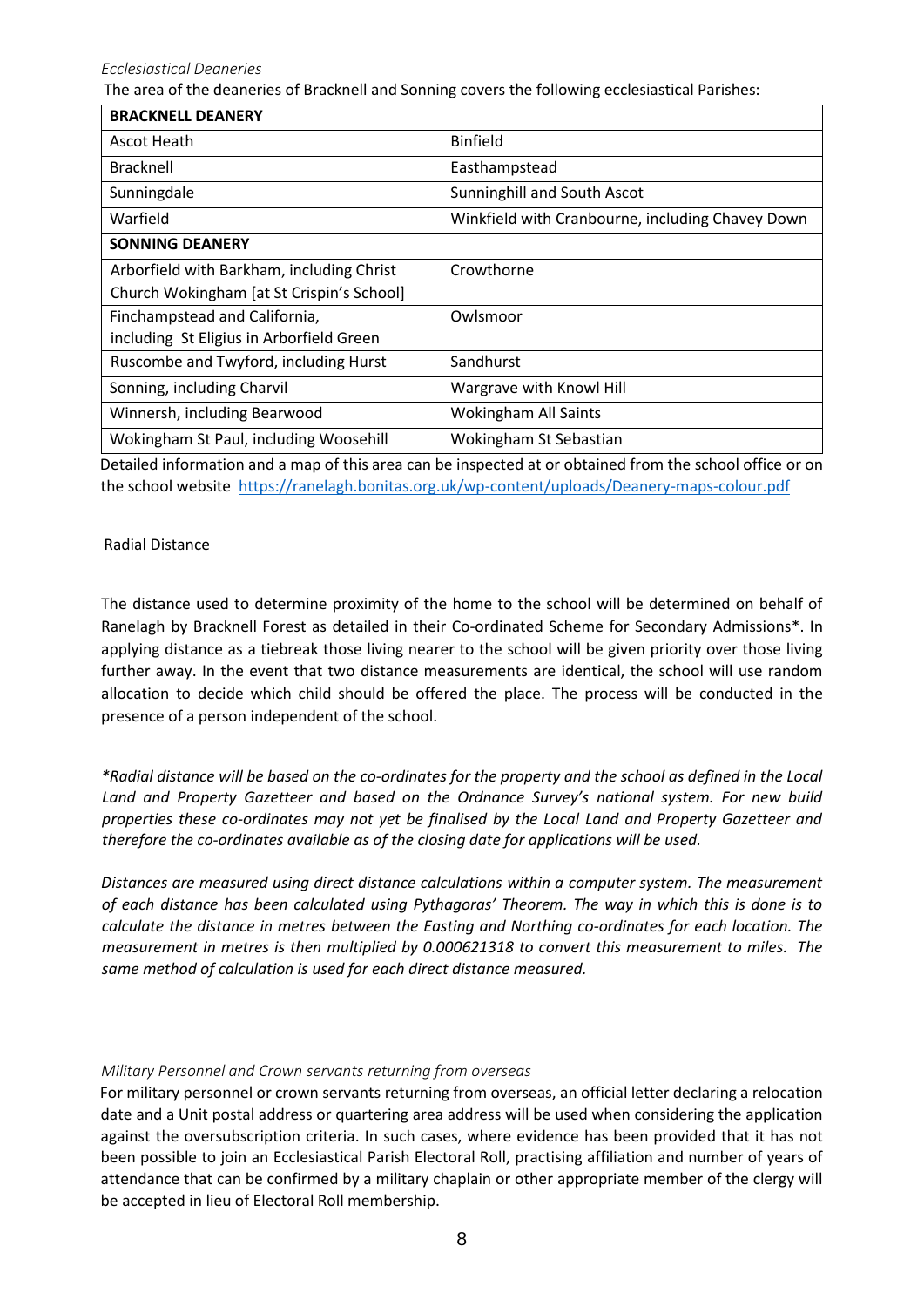*Ecclesiastical Deaneries*

The area of the deaneries of Bracknell and Sonning covers the following ecclesiastical Parishes:

| **BRACKNELL DEANERY** | |
|---|---|
| Ascot Heath | Binfield |
| Bracknell | Easthampstead |
| Sunningdale | Sunninghill and South Ascot |
| Warfield | Winkfield with Cranbourne, including Chavey Down |
| **SONNING DEANERY** | |
| Arborfield with Barkham, including Christ Church Wokingham [at St Crispin's School] | Crowthorne |
| Finchampstead and California, including St Eligius in Arborfield Green | Owlsmoor |
| Ruscombe and Twyford, including Hurst | Sandhurst |
| Sonning, including Charvil | Wargrave with Knowl Hill |
| Winnersh, including Bearwood | Wokingham All Saints |
| Wokingham St Paul, including Woosehill | Wokingham St Sebastian |

Detailed information and a map of this area can be inspected at or obtained from the school office or on the school website https://ranelagh.bonitas.org.uk/wp-content/uploads/Deanery-maps-colour.pdf

Radial Distance

The distance used to determine proximity of the home to the school will be determined on behalf of Ranelagh by Bracknell Forest as detailed in their Co-ordinated Scheme for Secondary Admissions*. In applying distance as a tiebreak those living nearer to the school will be given priority over those living further away. In the event that two distance measurements are identical, the school will use random allocation to decide which child should be offered the place. The process will be conducted in the presence of a person independent of the school.

*\*Radial distance will be based on the co-ordinates for the property and the school as defined in the Local Land and Property Gazetteer and based on the Ordnance Survey's national system. For new build properties these co-ordinates may not yet be finalised by the Local Land and Property Gazetteer and therefore the co-ordinates available as of the closing date for applications will be used.*

*Distances are measured using direct distance calculations within a computer system. The measurement of each distance has been calculated using Pythagoras' Theorem. The way in which this is done is to calculate the distance in metres between the Easting and Northing co-ordinates for each location. The measurement in metres is then multiplied by 0.000621318 to convert this measurement to miles. The same method of calculation is used for each direct distance measured.*

*Military Personnel and Crown servants returning from overseas*

For military personnel or crown servants returning from overseas, an official letter declaring a relocation date and a Unit postal address or quartering area address will be used when considering the application against the oversubscription criteria. In such cases, where evidence has been provided that it has not been possible to join an Ecclesiastical Parish Electoral Roll, practising affiliation and number of years of attendance that can be confirmed by a military chaplain or other appropriate member of the clergy will be accepted in lieu of Electoral Roll membership.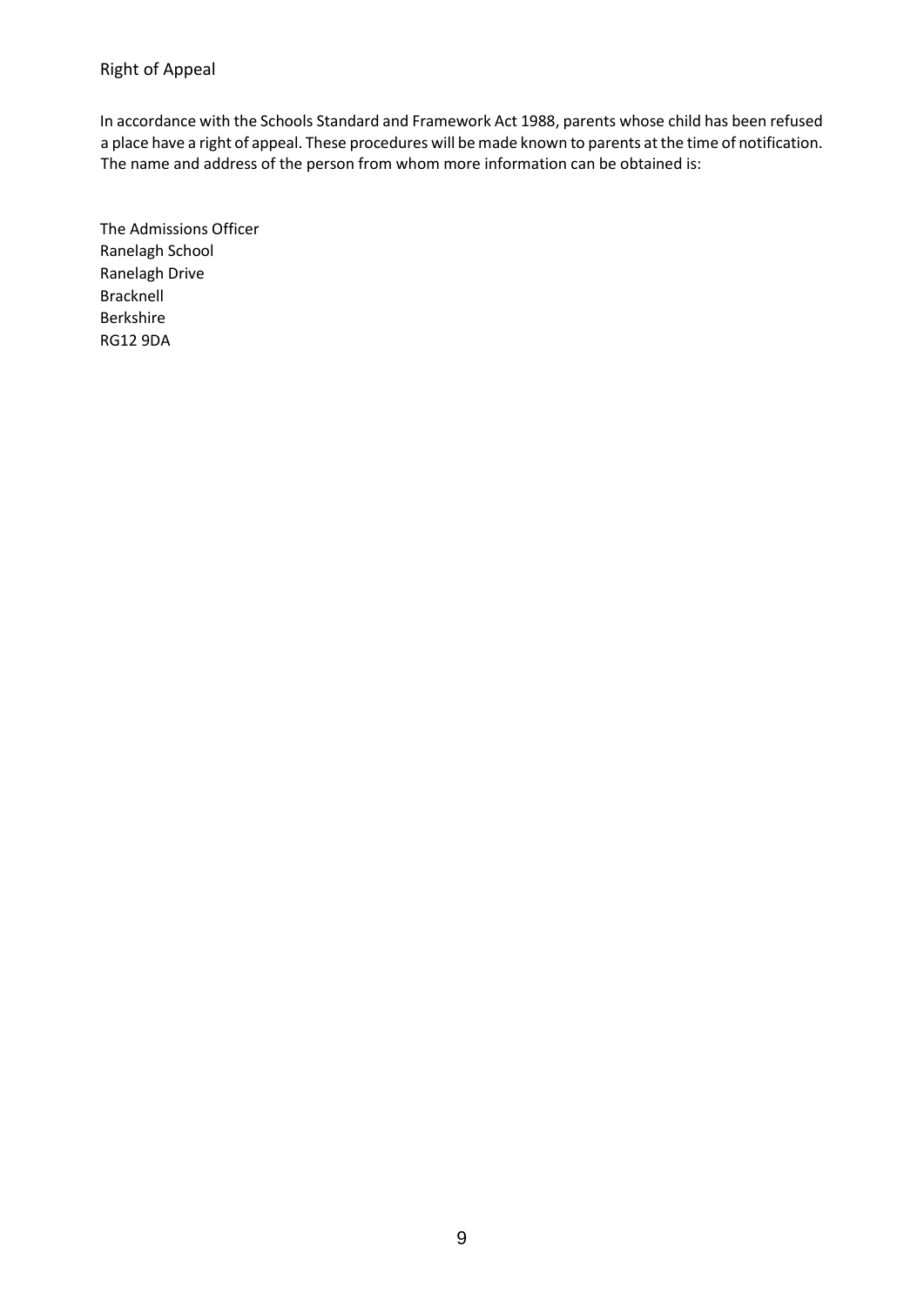## Right of Appeal

In accordance with the Schools Standard and Framework Act 1988, parents whose child has been refused a place have a right of appeal. These procedures will be made known to parents at the time of notification. The name and address of the person from whom more information can be obtained is:

The Admissions Officer
Ranelagh School
Ranelagh Drive
Bracknell
Berkshire
RG12 9DA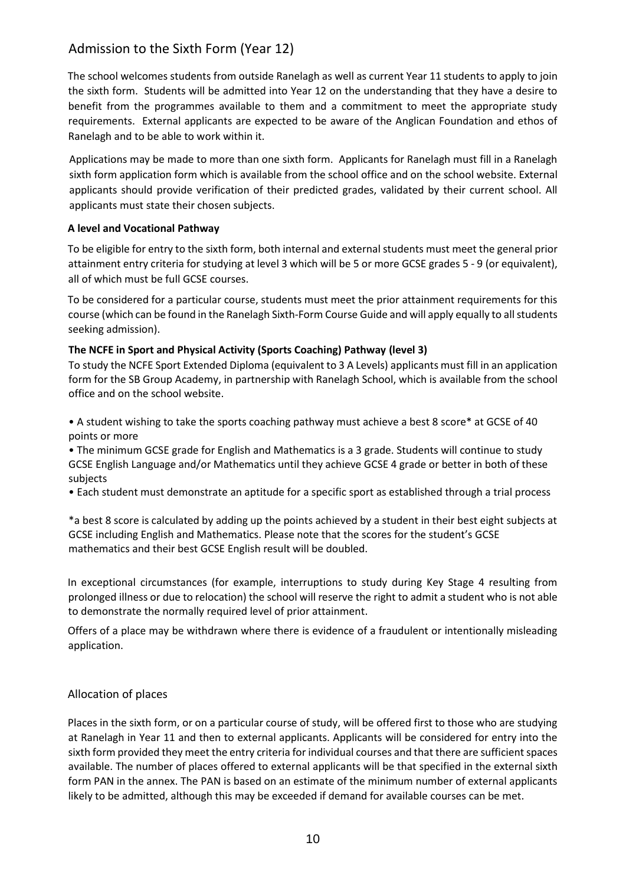## Admission to the Sixth Form (Year 12)

The school welcomes students from outside Ranelagh as well as current Year 11 students to apply to join the sixth form. Students will be admitted into Year 12 on the understanding that they have a desire to benefit from the programmes available to them and a commitment to meet the appropriate study requirements. External applicants are expected to be aware of the Anglican Foundation and ethos of Ranelagh and to be able to work within it.

Applications may be made to more than one sixth form. Applicants for Ranelagh must fill in a Ranelagh sixth form application form which is available from the school office and on the school website. External applicants should provide verification of their predicted grades, validated by their current school. All applicants must state their chosen subjects.

**A level and Vocational Pathway**

To be eligible for entry to the sixth form, both internal and external students must meet the general prior attainment entry criteria for studying at level 3 which will be 5 or more GCSE grades 5 - 9 (or equivalent), all of which must be full GCSE courses.

To be considered for a particular course, students must meet the prior attainment requirements for this course (which can be found in the Ranelagh Sixth-Form Course Guide and will apply equally to all students seeking admission).

**The NCFE in Sport and Physical Activity (Sports Coaching) Pathway (level 3)**

To study the NCFE Sport Extended Diploma (equivalent to 3 A Levels) applicants must fill in an application form for the SB Group Academy, in partnership with Ranelagh School, which is available from the school office and on the school website.

- A student wishing to take the sports coaching pathway must achieve a best 8 score* at GCSE of 40 points or more
- The minimum GCSE grade for English and Mathematics is a 3 grade. Students will continue to study GCSE English Language and/or Mathematics until they achieve GCSE 4 grade or better in both of these subjects
- Each student must demonstrate an aptitude for a specific sport as established through a trial process

*a best 8 score is calculated by adding up the points achieved by a student in their best eight subjects at GCSE including English and Mathematics. Please note that the scores for the student's GCSE mathematics and their best GCSE English result will be doubled.

In exceptional circumstances (for example, interruptions to study during Key Stage 4 resulting from prolonged illness or due to relocation) the school will reserve the right to admit a student who is not able to demonstrate the normally required level of prior attainment.

Offers of a place may be withdrawn where there is evidence of a fraudulent or intentionally misleading application.

## Allocation of places

Places in the sixth form, or on a particular course of study, will be offered first to those who are studying at Ranelagh in Year 11 and then to external applicants. Applicants will be considered for entry into the sixth form provided they meet the entry criteria for individual courses and that there are sufficient spaces available. The number of places offered to external applicants will be that specified in the external sixth form PAN in the annex. The PAN is based on an estimate of the minimum number of external applicants likely to be admitted, although this may be exceeded if demand for available courses can be met.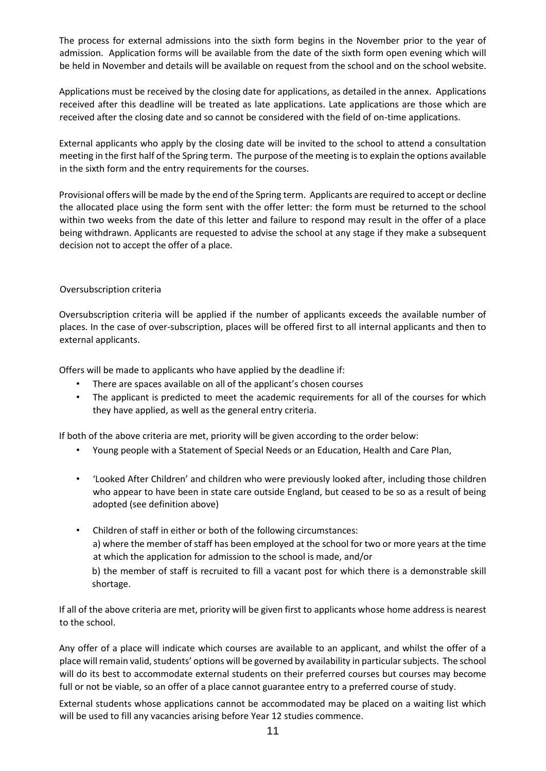The process for external admissions into the sixth form begins in the November prior to the year of admission. Application forms will be available from the date of the sixth form open evening which will be held in November and details will be available on request from the school and on the school website.

Applications must be received by the closing date for applications, as detailed in the annex. Applications received after this deadline will be treated as late applications. Late applications are those which are received after the closing date and so cannot be considered with the field of on-time applications.

External applicants who apply by the closing date will be invited to the school to attend a consultation meeting in the first half of the Spring term. The purpose of the meeting is to explain the options available in the sixth form and the entry requirements for the courses.

Provisional offers will be made by the end of the Spring term. Applicants are required to accept or decline the allocated place using the form sent with the offer letter: the form must be returned to the school within two weeks from the date of this letter and failure to respond may result in the offer of a place being withdrawn. Applicants are requested to advise the school at any stage if they make a subsequent decision not to accept the offer of a place.

## Oversubscription criteria

Oversubscription criteria will be applied if the number of applicants exceeds the available number of places. In the case of over-subscription, places will be offered first to all internal applicants and then to external applicants.

Offers will be made to applicants who have applied by the deadline if:

- There are spaces available on all of the applicant's chosen courses
- The applicant is predicted to meet the academic requirements for all of the courses for which they have applied, as well as the general entry criteria.

If both of the above criteria are met, priority will be given according to the order below:

- Young people with a Statement of Special Needs or an Education, Health and Care Plan,
- 'Looked After Children' and children who were previously looked after, including those children who appear to have been in state care outside England, but ceased to be so as a result of being adopted (see definition above)
- Children of staff in either or both of the following circumstances:
  a) where the member of staff has been employed at the school for two or more years at the time at which the application for admission to the school is made, and/or
  b) the member of staff is recruited to fill a vacant post for which there is a demonstrable skill shortage.

If all of the above criteria are met, priority will be given first to applicants whose home address is nearest to the school.

Any offer of a place will indicate which courses are available to an applicant, and whilst the offer of a place will remain valid, students' options will be governed by availability in particular subjects. The school will do its best to accommodate external students on their preferred courses but courses may become full or not be viable, so an offer of a place cannot guarantee entry to a preferred course of study.

External students whose applications cannot be accommodated may be placed on a waiting list which will be used to fill any vacancies arising before Year 12 studies commence.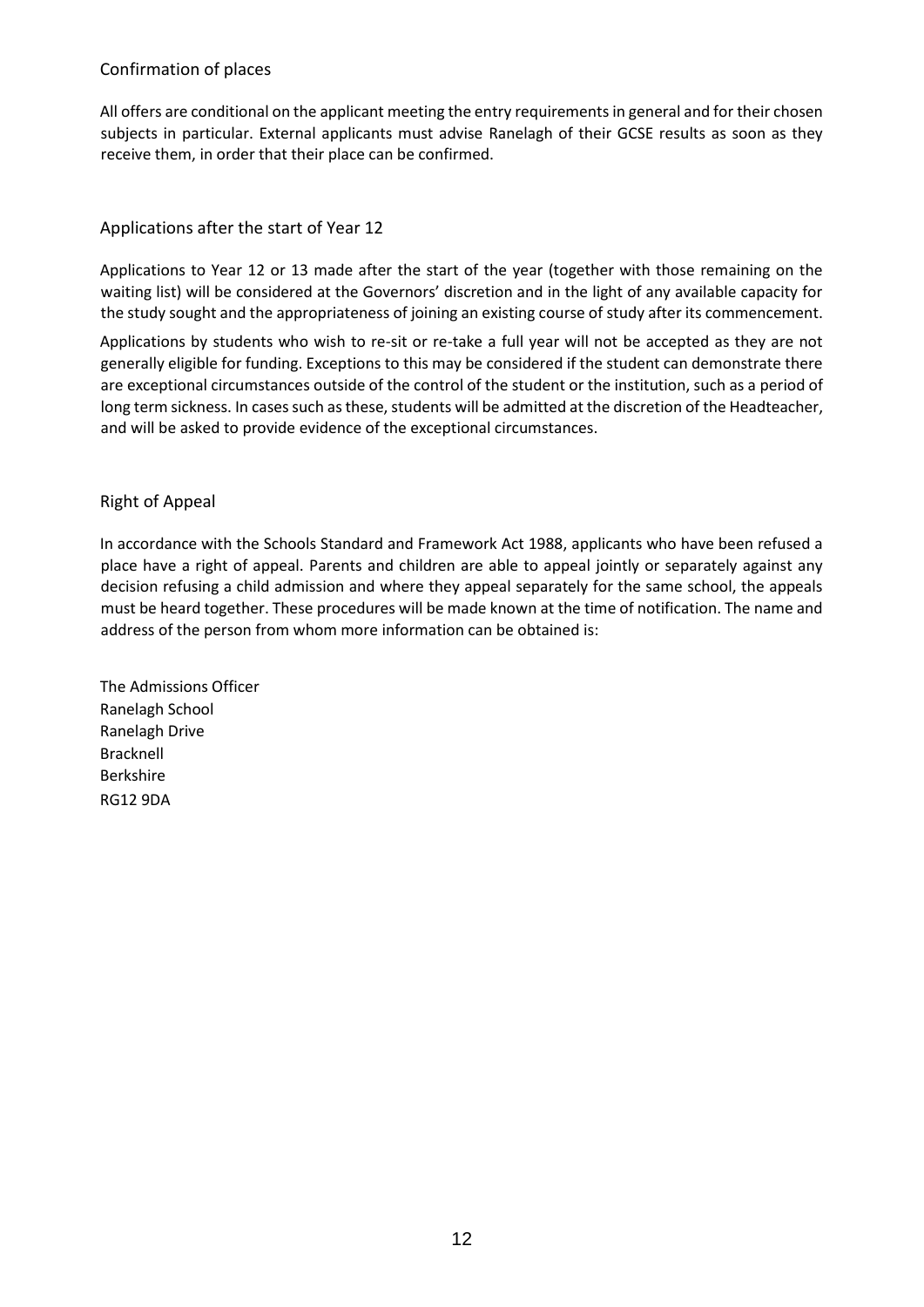## Confirmation of places

All offers are conditional on the applicant meeting the entry requirements in general and for their chosen subjects in particular. External applicants must advise Ranelagh of their GCSE results as soon as they receive them, in order that their place can be confirmed.

## Applications after the start of Year 12

Applications to Year 12 or 13 made after the start of the year (together with those remaining on the waiting list) will be considered at the Governors' discretion and in the light of any available capacity for the study sought and the appropriateness of joining an existing course of study after its commencement.

Applications by students who wish to re-sit or re-take a full year will not be accepted as they are not generally eligible for funding. Exceptions to this may be considered if the student can demonstrate there are exceptional circumstances outside of the control of the student or the institution, such as a period of long term sickness. In cases such as these, students will be admitted at the discretion of the Headteacher, and will be asked to provide evidence of the exceptional circumstances.

## Right of Appeal

In accordance with the Schools Standard and Framework Act 1988, applicants who have been refused a place have a right of appeal. Parents and children are able to appeal jointly or separately against any decision refusing a child admission and where they appeal separately for the same school, the appeals must be heard together. These procedures will be made known at the time of notification. The name and address of the person from whom more information can be obtained is:

The Admissions Officer
Ranelagh School
Ranelagh Drive
Bracknell
Berkshire
RG12 9DA